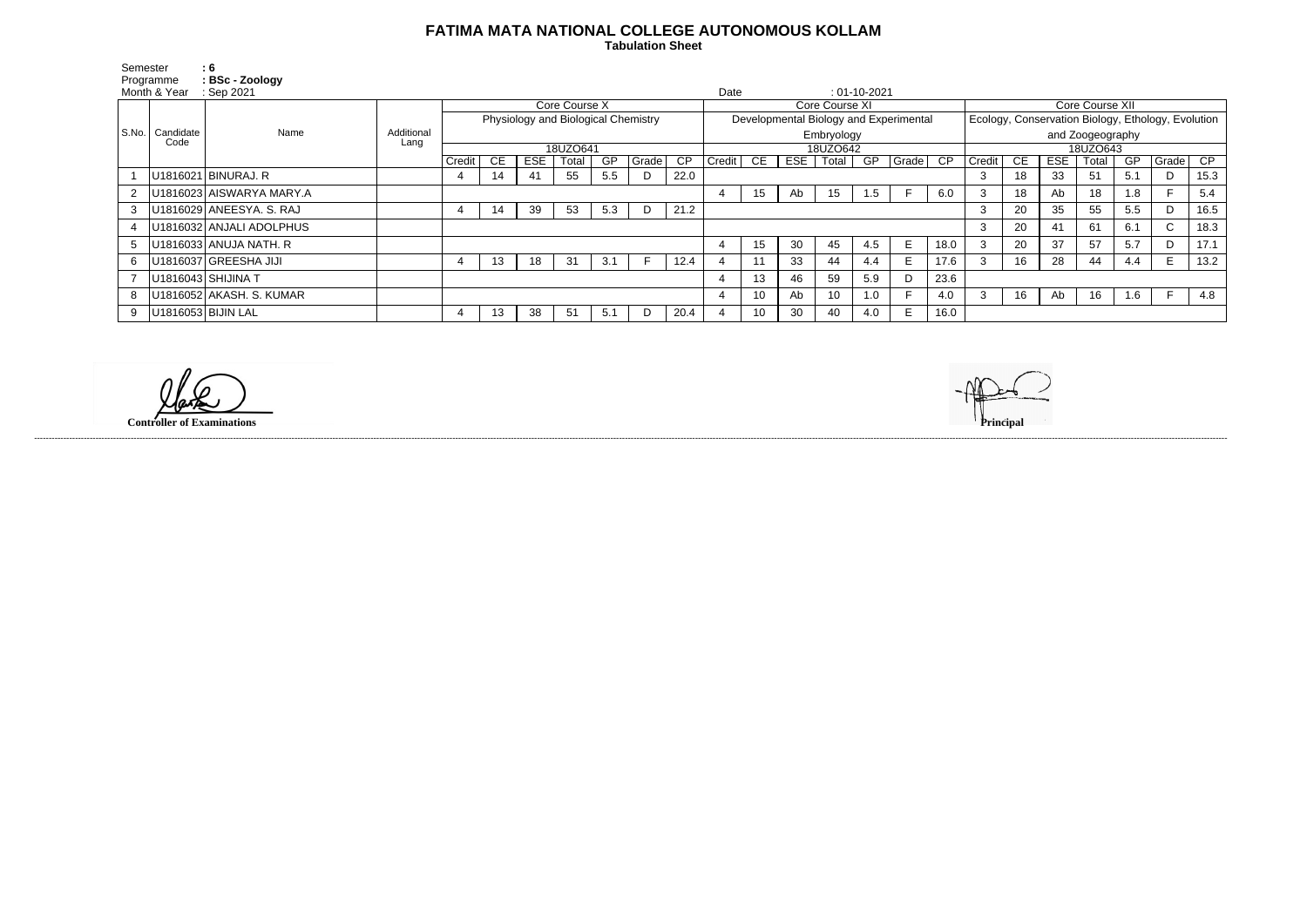# FATIMA MATA NATIONAL COLLEGE AUTONOMOUS KOLLAM

**Tabulation Sheet**

Semester : 6
Programme : BSc - Zoology
Month & Year : Sep 2021

Date : 01-10-2021

| S.No. | Candidate Code | Name | Additional Lang | Core Course X | | | | | | | Core Course XI | | | | | | | Core Course XII | | | | | | |
|---|---|---|---|---|---|---|---|---|---|---|---|---|---|---|---|---|---|---|---|---|---|---|---|---|
| | | | | Physiology and Biological Chemistry | | | | | | | Developmental Biology and Experimental Embryology | | | | | | | Ecology, Conservation Biology, Ethology, Evolution and Zoogeography | | | | | | |
| | | | | 18UZO641 | | | | | | | 18UZO642 | | | | | | | 18UZO643 | | | | | | |
| | | | | Credit | CE | ESE | Total | GP | Grade | CP | Credit | CE | ESE | Total | GP | Grade | CP | Credit | CE | ESE | Total | GP | Grade | CP |
| 1 | U1816021 | BINURAJ. R | | 4 | 14 | 41 | 55 | 5.5 | D | 22.0 | | | | | | | | 3 | 18 | 33 | 51 | 5.1 | D | 15.3 |
| 2 | U1816023 | AISWARYA MARY.A | | | | | | | | | 4 | 15 | Ab | 15 | 1.5 | F | 6.0 | 3 | 18 | Ab | 18 | 1.8 | F | 5.4 |
| 3 | U1816029 | ANEESYA. S. RAJ | | 4 | 14 | 39 | 53 | 5.3 | D | 21.2 | | | | | | | | 3 | 20 | 35 | 55 | 5.5 | D | 16.5 |
| 4 | U1816032 | ANJALI ADOLPHUS | | | | | | | | | | | | | | | | 3 | 20 | 41 | 61 | 6.1 | C | 18.3 |
| 5 | U1816033 | ANUJA NATH. R | | | | | | | | | 4 | 15 | 30 | 45 | 4.5 | E | 18.0 | 3 | 20 | 37 | 57 | 5.7 | D | 17.1 |
| 6 | U1816037 | GREESHA JIJI | | 4 | 13 | 18 | 31 | 3.1 | F | 12.4 | 4 | 11 | 33 | 44 | 4.4 | E | 17.6 | 3 | 16 | 28 | 44 | 4.4 | E | 13.2 |
| 7 | U1816043 | SHIJINA T | | | | | | | | | 4 | 13 | 46 | 59 | 5.9 | D | 23.6 | | | | | | | |
| 8 | U1816052 | AKASH. S. KUMAR | | | | | | | | | 4 | 10 | Ab | 10 | 1.0 | F | 4.0 | 3 | 16 | Ab | 16 | 1.6 | F | 4.8 |
| 9 | U1816053 | BIJIN LAL | | 4 | 13 | 38 | 51 | 5.1 | D | 20.4 | 4 | 10 | 30 | 40 | 4.0 | E | 16.0 | | | | | | | |

**Controller of Examinations**

**Principal**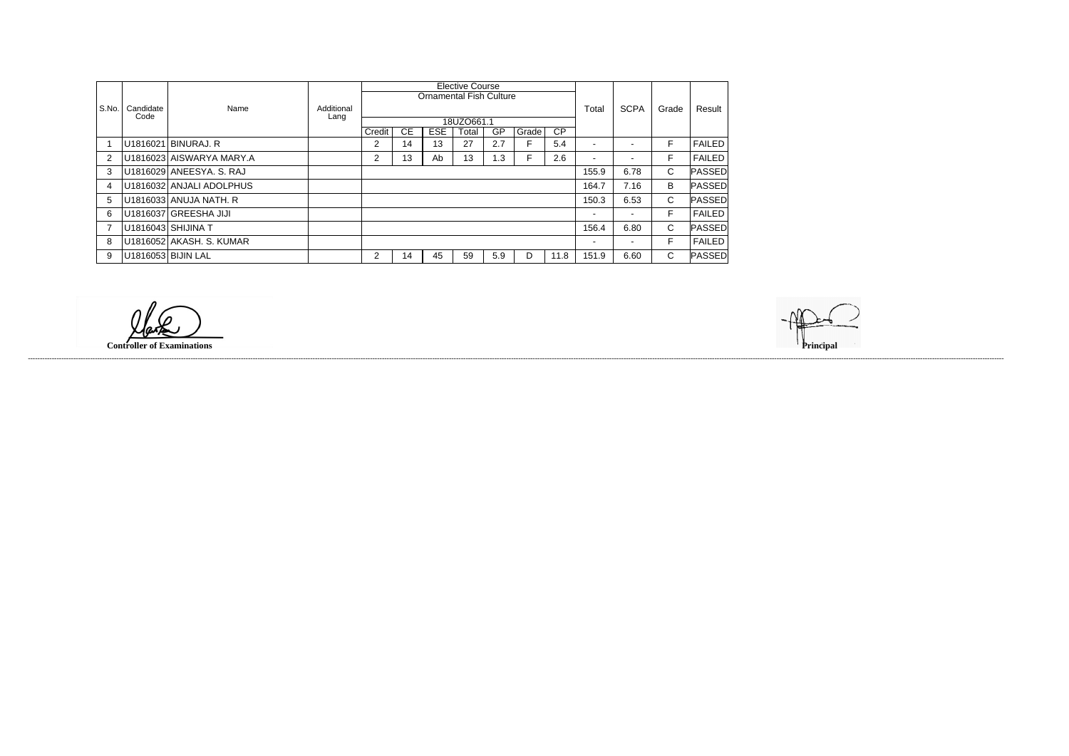| S.No. | Candidate Code | Name | Additional Lang | Elective Course Ornamental Fish Culture 18UZO661.1 | | | | | | | Total | SCPA | Grade | Result |
|---|---|---|---|---|---|---|---|---|---|---|---|---|---|---|
| | | | | Credit | CE | ESE | Total | GP | Grade | CP | | | | |
| 1 | U1816021 | BINURAJ. R | | 2 | 14 | 13 | 27 | 2.7 | F | 5.4 | - | - | F | FAILED |
| 2 | U1816023 | AISWARYA MARY.A | | 2 | 13 | Ab | 13 | 1.3 | F | 2.6 | - | - | F | FAILED |
| 3 | U1816029 | ANEESYA. S. RAJ | | | | | | | | | 155.9 | 6.78 | C | PASSED |
| 4 | U1816032 | ANJALI ADOLPHUS | | | | | | | | | 164.7 | 7.16 | B | PASSED |
| 5 | U1816033 | ANUJA NATH. R | | | | | | | | | 150.3 | 6.53 | C | PASSED |
| 6 | U1816037 | GREESHA JIJI | | | | | | | | | - | - | F | FAILED |
| 7 | U1816043 | SHIJINA T | | | | | | | | | 156.4 | 6.80 | C | PASSED |
| 8 | U1816052 | AKASH. S. KUMAR | | | | | | | | | - | - | F | FAILED |
| 9 | U1816053 | BIJIN LAL | | 2 | 14 | 45 | 59 | 5.9 | D | 11.8 | 151.9 | 6.60 | C | PASSED |

**Controller of Examinations**

**Principal**